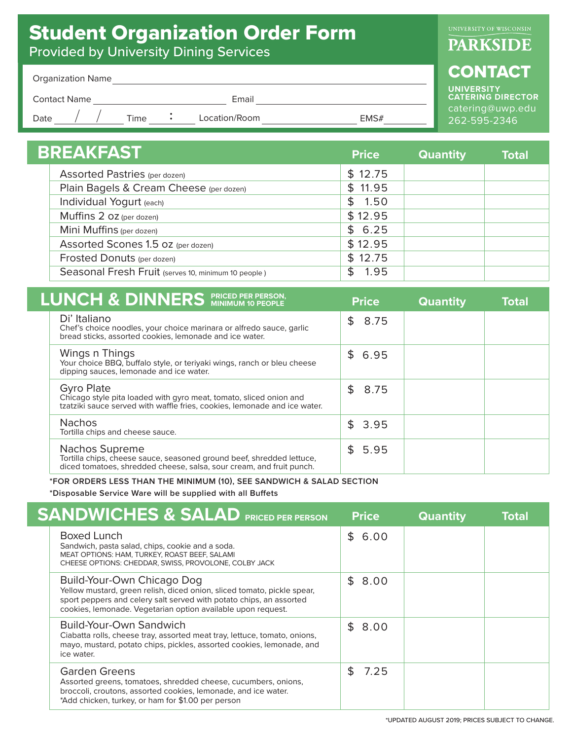# Student Organization Order Form

Provided by University Dining Services

University of Wisconsin **PARKSIDE**

## CONTACT

**UNIVERSITY CATERING DIRECTOR**
catering@uwp.edu
262-595-2346

Organization Name ______________________________

Contact Name ____________________ Email ____________________

Date ___/___/___ Time ___:___ Location/Room ____________________ EMS# __________

## BREAKFAST

| Item | Price | Quantity | Total |
|---|---|---|---|
| Assorted Pastries (per dozen) | $ 12.75 | | |
| Plain Bagels & Cream Cheese (per dozen) | $ 11.95 | | |
| Individual Yogurt (each) | $ 1.50 | | |
| Muffins 2 oz (per dozen) | $ 12.95 | | |
| Mini Muffins (per dozen) | $ 6.25 | | |
| Assorted Scones 1.5 oz (per dozen) | $ 12.95 | | |
| Frosted Donuts (per dozen) | $ 12.75 | | |
| Seasonal Fresh Fruit (serves 10, minimum 10 people ) | $ 1.95 | | |

## LUNCH & DINNERS PRICED PER PERSON, MINIMUM 10 PEOPLE

| Item | Price | Quantity | Total |
|---|---|---|---|
| Di' Italiano<br>Chef's choice noodles, your choice marinara or alfredo sauce, garlic bread sticks, assorted cookies, lemonade and ice water. | $ 8.75 | | |
| Wings n Things<br>Your choice BBQ, buffalo style, or teriyaki wings, ranch or bleu cheese dipping sauces, lemonade and ice water. | $ 6.95 | | |
| Gyro Plate<br>Chicago style pita loaded with gyro meat, tomato, sliced onion and tzatziki sauce served with waffle fries, cookies, lemonade and ice water. | $ 8.75 | | |
| Nachos<br>Tortilla chips and cheese sauce. | $ 3.95 | | |
| Nachos Supreme<br>Tortilla chips, cheese sauce, seasoned ground beef, shredded lettuce, diced tomatoes, shredded cheese, salsa, sour cream, and fruit punch. | $ 5.95 | | |

*FOR ORDERS LESS THAN THE MINIMUM (10), SEE SANDWICH & SALAD SECTION

*Disposable Service Ware will be supplied with all Buffets

## SANDWICHES & SALAD PRICED PER PERSON

| Item | Price | Quantity | Total |
|---|---|---|---|
| Boxed Lunch<br>Sandwich, pasta salad, chips, cookie and a soda.<br>MEAT OPTIONS: HAM, TURKEY, ROAST BEEF, SALAMI<br>CHEESE OPTIONS: CHEDDAR, SWISS, PROVOLONE, COLBY JACK | $ 6.00 | | |
| Build-Your-Own Chicago Dog<br>Yellow mustard, green relish, diced onion, sliced tomato, pickle spear, sport peppers and celery salt served with potato chips, an assorted cookies, lemonade. Vegetarian option available upon request. | $ 8.00 | | |
| Build-Your-Own Sandwich<br>Ciabatta rolls, cheese tray, assorted meat tray, lettuce, tomato, onions, mayo, mustard, potato chips, pickles, assorted cookies, lemonade, and ice water. | $ 8.00 | | |
| Garden Greens<br>Assorted greens, tomatoes, shredded cheese, cucumbers, onions, broccoli, croutons, assorted cookies, lemonade, and ice water.<br>*Add chicken, turkey, or ham for $1.00 per person | $ 7.25 | | |

*UPDATED AUGUST 2019; PRICES SUBJECT TO CHANGE.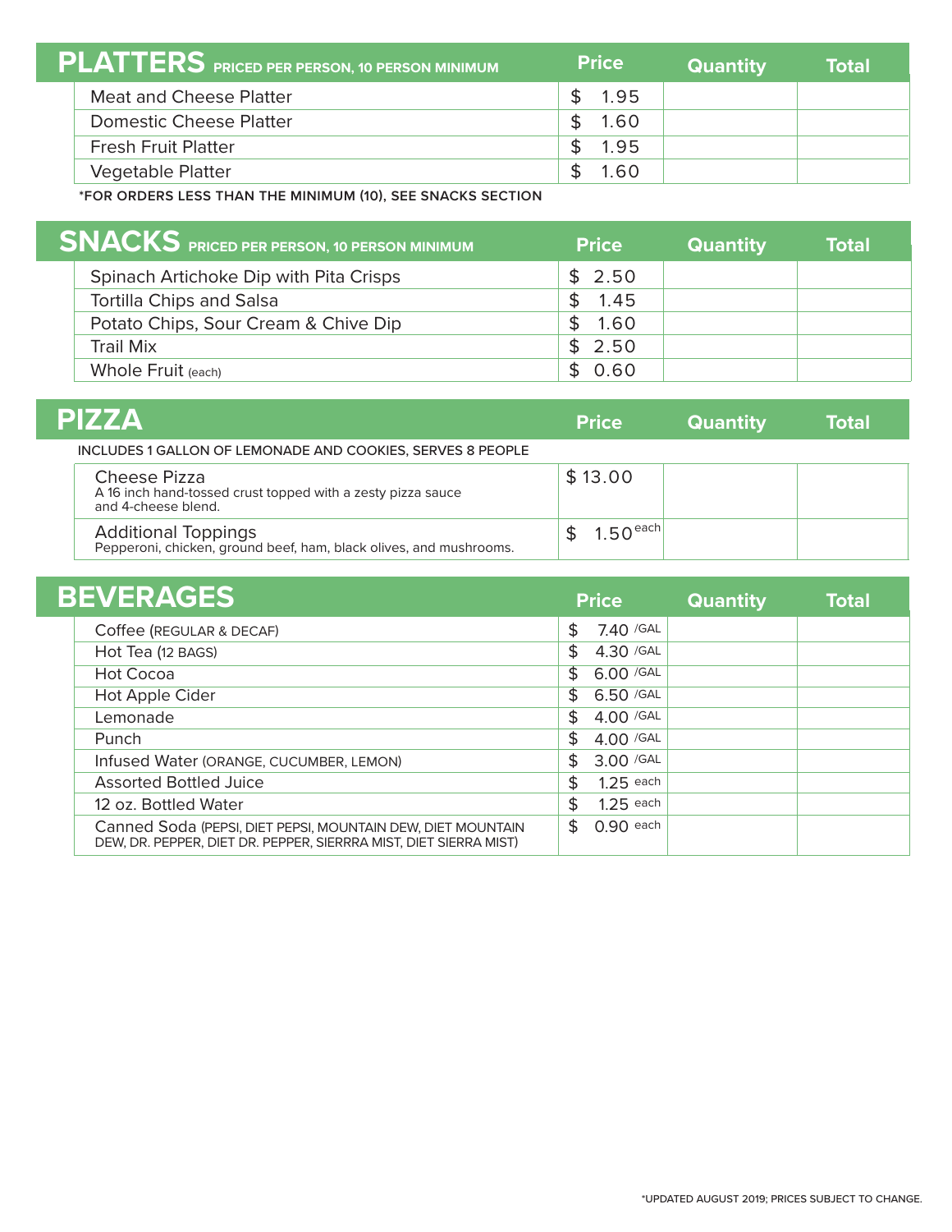| PLATTERS PRICED PER PERSON, 10 PERSON MINIMUM | Price | Quantity | Total |
|---|---|---|---|
| Meat and Cheese Platter | $ 1.95 | | |
| Domestic Cheese Platter | $ 1.60 | | |
| Fresh Fruit Platter | $ 1.95 | | |
| Vegetable Platter | $ 1.60 | | |

*FOR ORDERS LESS THAN THE MINIMUM (10), SEE SNACKS SECTION

| SNACKS PRICED PER PERSON, 10 PERSON MINIMUM | Price | Quantity | Total |
|---|---|---|---|
| Spinach Artichoke Dip with Pita Crisps | $ 2.50 | | |
| Tortilla Chips and Salsa | $ 1.45 | | |
| Potato Chips, Sour Cream & Chive Dip | $ 1.60 | | |
| Trail Mix | $ 2.50 | | |
| Whole Fruit (each) | $ 0.60 | | |

| PIZZA | Price | Quantity | Total |
|---|---|---|---|
| INCLUDES 1 GALLON OF LEMONADE AND COOKIES, SERVES 8 PEOPLE | | | |
| Cheese Pizza<br>A 16 inch hand-tossed crust topped with a zesty pizza sauce and 4-cheese blend. | $ 13.00 | | |
| Additional Toppings<br>Pepperoni, chicken, ground beef, ham, black olives, and mushrooms. | $ 1.50 each | | |

| BEVERAGES | Price | Quantity | Total |
|---|---|---|---|
| Coffee (REGULAR & DECAF) | $ 7.40 /GAL | | |
| Hot Tea (12 BAGS) | $ 4.30 /GAL | | |
| Hot Cocoa | $ 6.00 /GAL | | |
| Hot Apple Cider | $ 6.50 /GAL | | |
| Lemonade | $ 4.00 /GAL | | |
| Punch | $ 4.00 /GAL | | |
| Infused Water (ORANGE, CUCUMBER, LEMON) | $ 3.00 /GAL | | |
| Assorted Bottled Juice | $ 1.25 each | | |
| 12 oz. Bottled Water | $ 1.25 each | | |
| Canned Soda (PEPSI, DIET PEPSI, MOUNTAIN DEW, DIET MOUNTAIN DEW, DR. PEPPER, DIET DR. PEPPER, SIERRRA MIST, DIET SIERRA MIST) | $ 0.90 each | | |

*UPDATED AUGUST 2019; PRICES SUBJECT TO CHANGE.